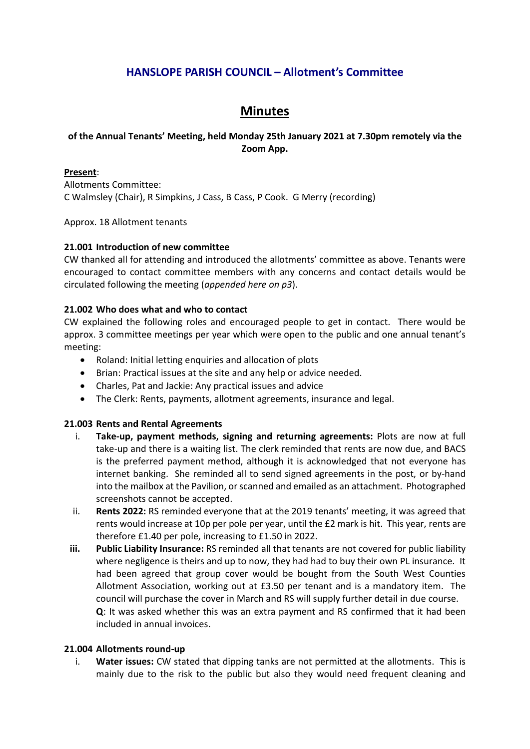# HANSLOPE PARISH COUNCIL – Allotment's Committee

## Minutes

**of the Annual Tenants' Meeting, held Monday 25th January 2021 at 7.30pm remotely via the Zoom App.**

**Present**:

Allotments Committee:
C Walmsley (Chair), R Simpkins, J Cass, B Cass, P Cook. G Merry (recording)

Approx. 18 Allotment tenants

### 21.001 Introduction of new committee

CW thanked all for attending and introduced the allotments' committee as above. Tenants were encouraged to contact committee members with any concerns and contact details would be circulated following the meeting (*appended here on p3*).

### 21.002 Who does what and who to contact

CW explained the following roles and encouraged people to get in contact. There would be approx. 3 committee meetings per year which were open to the public and one annual tenant's meeting:

- Roland: Initial letting enquiries and allocation of plots
- Brian: Practical issues at the site and any help or advice needed.
- Charles, Pat and Jackie: Any practical issues and advice
- The Clerk: Rents, payments, allotment agreements, insurance and legal.

### 21.003 Rents and Rental Agreements

i. **Take-up, payment methods, signing and returning agreements:** Plots are now at full take-up and there is a waiting list. The clerk reminded that rents are now due, and BACS is the preferred payment method, although it is acknowledged that not everyone has internet banking. She reminded all to send signed agreements in the post, or by-hand into the mailbox at the Pavilion, or scanned and emailed as an attachment. Photographed screenshots cannot be accepted.

ii. **Rents 2022:** RS reminded everyone that at the 2019 tenants' meeting, it was agreed that rents would increase at 10p per pole per year, until the £2 mark is hit. This year, rents are therefore £1.40 per pole, increasing to £1.50 in 2022.

iii. **Public Liability Insurance:** RS reminded all that tenants are not covered for public liability where negligence is theirs and up to now, they had had to buy their own PL insurance. It had been agreed that group cover would be bought from the South West Counties Allotment Association, working out at £3.50 per tenant and is a mandatory item. The council will purchase the cover in March and RS will supply further detail in due course.
**Q**: It was asked whether this was an extra payment and RS confirmed that it had been included in annual invoices.

### 21.004 Allotments round-up

i. **Water issues:** CW stated that dipping tanks are not permitted at the allotments. This is mainly due to the risk to the public but also they would need frequent cleaning and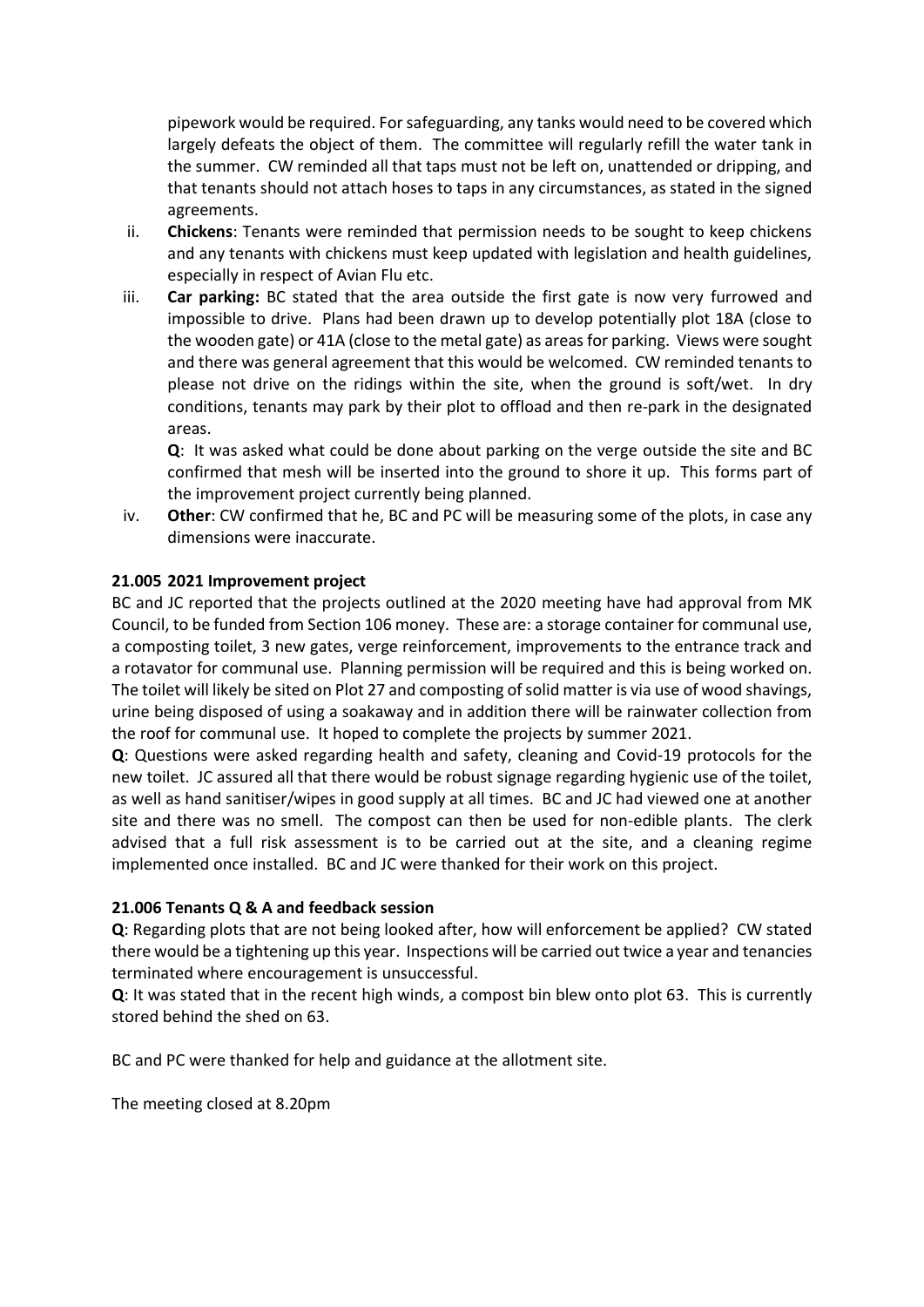pipework would be required. For safeguarding, any tanks would need to be covered which largely defeats the object of them. The committee will regularly refill the water tank in the summer. CW reminded all that taps must not be left on, unattended or dripping, and that tenants should not attach hoses to taps in any circumstances, as stated in the signed agreements.

ii. **Chickens**: Tenants were reminded that permission needs to be sought to keep chickens and any tenants with chickens must keep updated with legislation and health guidelines, especially in respect of Avian Flu etc.

iii. **Car parking:** BC stated that the area outside the first gate is now very furrowed and impossible to drive. Plans had been drawn up to develop potentially plot 18A (close to the wooden gate) or 41A (close to the metal gate) as areas for parking. Views were sought and there was general agreement that this would be welcomed. CW reminded tenants to please not drive on the ridings within the site, when the ground is soft/wet. In dry conditions, tenants may park by their plot to offload and then re-park in the designated areas.

   **Q**: It was asked what could be done about parking on the verge outside the site and BC confirmed that mesh will be inserted into the ground to shore it up. This forms part of the improvement project currently being planned.

iv. **Other**: CW confirmed that he, BC and PC will be measuring some of the plots, in case any dimensions were inaccurate.

**21.005 2021 Improvement project**

BC and JC reported that the projects outlined at the 2020 meeting have had approval from MK Council, to be funded from Section 106 money. These are: a storage container for communal use, a composting toilet, 3 new gates, verge reinforcement, improvements to the entrance track and a rotavator for communal use. Planning permission will be required and this is being worked on. The toilet will likely be sited on Plot 27 and composting of solid matter is via use of wood shavings, urine being disposed of using a soakaway and in addition there will be rainwater collection from the roof for communal use. It hoped to complete the projects by summer 2021.

**Q**: Questions were asked regarding health and safety, cleaning and Covid-19 protocols for the new toilet. JC assured all that there would be robust signage regarding hygienic use of the toilet, as well as hand sanitiser/wipes in good supply at all times. BC and JC had viewed one at another site and there was no smell. The compost can then be used for non-edible plants. The clerk advised that a full risk assessment is to be carried out at the site, and a cleaning regime implemented once installed. BC and JC were thanked for their work on this project.

**21.006 Tenants Q & A and feedback session**

**Q**: Regarding plots that are not being looked after, how will enforcement be applied? CW stated there would be a tightening up this year. Inspections will be carried out twice a year and tenancies terminated where encouragement is unsuccessful.

**Q**: It was stated that in the recent high winds, a compost bin blew onto plot 63. This is currently stored behind the shed on 63.

BC and PC were thanked for help and guidance at the allotment site.

The meeting closed at 8.20pm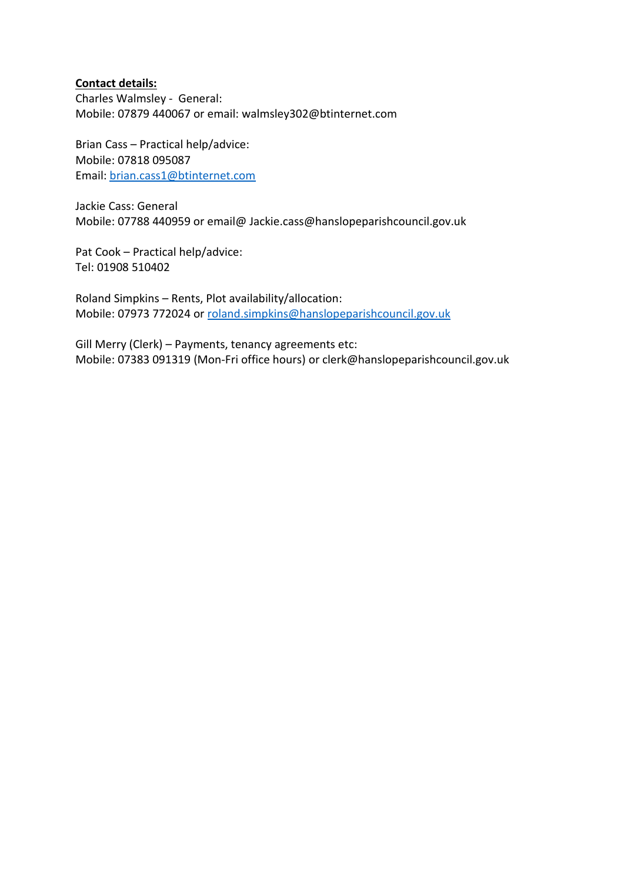**Contact details:**

Charles Walmsley - General:
Mobile: 07879 440067 or email: walmsley302@btinternet.com

Brian Cass – Practical help/advice:
Mobile: 07818 095087
Email: brian.cass1@btinternet.com

Jackie Cass: General
Mobile: 07788 440959 or email@ Jackie.cass@hanslopeparishcouncil.gov.uk

Pat Cook – Practical help/advice:
Tel: 01908 510402

Roland Simpkins – Rents, Plot availability/allocation:
Mobile: 07973 772024 or roland.simpkins@hanslopeparishcouncil.gov.uk

Gill Merry (Clerk) – Payments, tenancy agreements etc:
Mobile: 07383 091319 (Mon-Fri office hours) or clerk@hanslopeparishcouncil.gov.uk